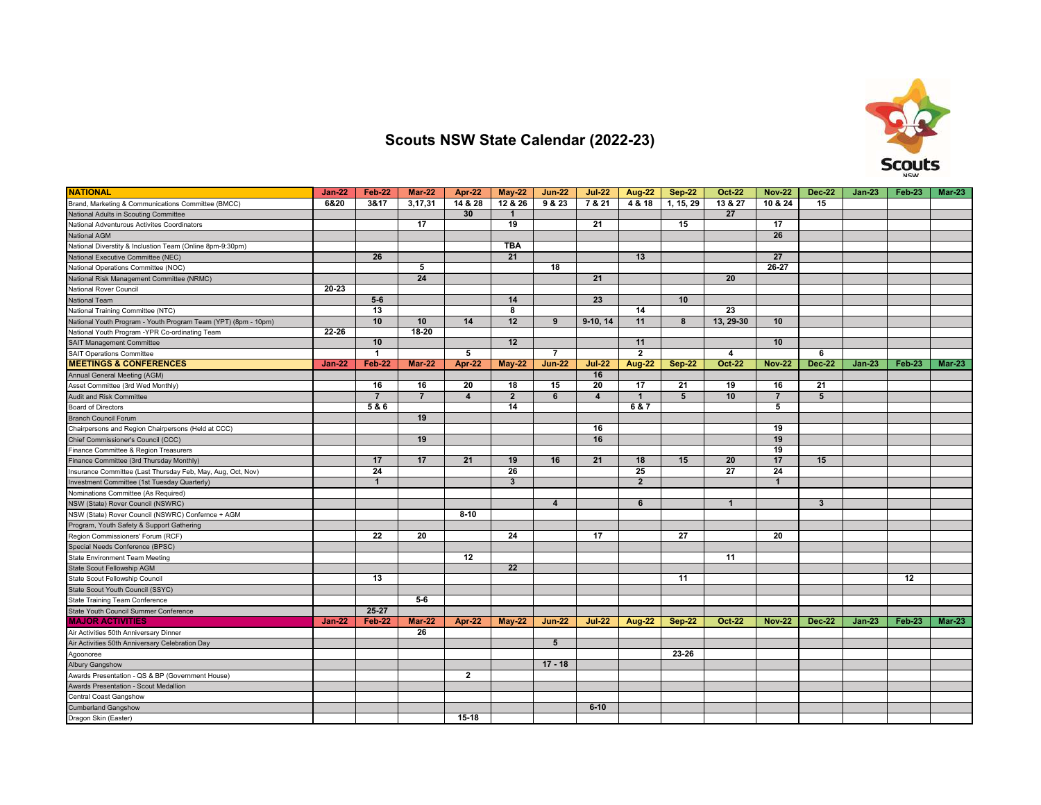# Scouts NSW State Calendar (2022-23)

| NATIONAL | Jan-22 | Feb-22 | Mar-22 | Apr-22 | May-22 | Jun-22 | Jul-22 | Aug-22 | Sep-22 | Oct-22 | Nov-22 | Dec-22 | Jan-23 | Feb-23 | Mar-23 |
|---|---|---|---|---|---|---|---|---|---|---|---|---|---|---|---|
| Brand, Marketing & Communications Committee (BMCC) | 6&20 | 3&17 | 3,17,31 | 14 & 28 | 12 & 26 | 9 & 23 | 7 & 21 | 4 & 18 | 1, 15, 29 | 13 & 27 | 10 & 24 | 15 | | | |
| National Adults in Scouting Committee | | | | 30 | 1 | | | | | 27 | | | | | |
| National Adventurous Activites Coordinators | | | 17 | | 19 | | 21 | | 15 | | 17 | | | | |
| National AGM | | | | | | | | | | | 26 | | | | |
| National Diverstity & Inclusion Team (Online 8pm-9:30pm) | | | | | TBA | | | | | | | | | | |
| National Executive Committee (NEC) | | 26 | | | 21 | | | 13 | | | 27 | | | | |
| National Operations Committee (NOC) | | | 5 | | | 18 | | | | | 26-27 | | | | |
| National Risk Management Committee (NRMC) | | | 24 | | | | 21 | | | 20 | | | | | |
| National Rover Council | 20-23 | | | | | | | | | | | | | | |
| National Team | | 5-6 | | | 14 | | 23 | | 10 | | | | | | |
| National Training Committee (NTC) | | 13 | | | 8 | | | 14 | | 23 | | | | | |
| National Youth Program - Youth Program Team (YPT) (8pm - 10pm) | | 10 | 10 | 14 | 12 | 9 | 9-10, 14 | 11 | 8 | 13, 29-30 | 10 | | | | |
| National Youth Program -YPR Co-ordinating Team | 22-26 | | 18-20 | | | | | | | | | | | | |
| SAIT Management Committee | | 10 | | | 12 | | | 11 | | | 10 | | | | |
| SAIT Operations Committee | | 1 | | 5 | | 7 | | 2 | | 4 | | 6 | | | |
| **MEETINGS & CONFERENCES** | **Jan-22** | **Feb-22** | **Mar-22** | **Apr-22** | **May-22** | **Jun-22** | **Jul-22** | **Aug-22** | **Sep-22** | **Oct-22** | **Nov-22** | **Dec-22** | **Jan-23** | **Feb-23** | **Mar-23** |
| Annual General Meeting (AGM) | | | | | | | 16 | | | | | | | | |
| Asset Committee (3rd Wed Monthly) | | 16 | 16 | 20 | 18 | 15 | 20 | 17 | 21 | 19 | 16 | 21 | | | |
| Audit and Risk Committee | | 7 | 7 | 4 | 2 | 6 | 4 | 1 | 5 | 10 | 7 | 5 | | | |
| Board of Directors | | 5 & 6 | | | 14 | | | 6 & 7 | | | 5 | | | | |
| Branch Council Forum | | | 19 | | | | | | | | | | | | |
| Chairpersons and Region Chairpersons (Held at CCC) | | | | | | | 16 | | | | 19 | | | | |
| Chief Commissioner's Council (CCC) | | | 19 | | | | 16 | | | | 19 | | | | |
| Finance Committee & Region Treasurers | | | | | | | | | | | 19 | | | | |
| Finance Committee (3rd Thursday Monthly) | | 17 | 17 | 21 | 19 | 16 | 21 | 18 | 15 | 20 | 17 | 15 | | | |
| Insurance Committee (Last Thursday Feb, May, Aug, Oct, Nov) | | 24 | | | 26 | | | 25 | | 27 | 24 | | | | |
| Investment Committee (1st Tuesday Quarterly) | | 1 | | | 3 | | | 2 | | | 1 | | | | |
| Nominations Committee (As Required) | | | | | | | | | | | | | | | |
| NSW (State) Rover Council (NSWRC) | | | | | | 4 | | 6 | | 1 | | 3 | | | |
| NSW (State) Rover Council (NSWRC) Confernce + AGM | | | | 8-10 | | | | | | | | | | | |
| Program, Youth Safety & Support Gathering | | | | | | | | | | | | | | | |
| Region Commissioners' Forum (RCF) | | 22 | 20 | | 24 | | 17 | | 27 | | 20 | | | | |
| Special Needs Conference (BPSC) | | | | | | | | | | | | | | | |
| State Environment Team Meeting | | | | 12 | | | | | | 11 | | | | | |
| State Scout Fellowship AGM | | | | | 22 | | | | | | | | | | |
| State Scout Fellowship Council | | 13 | | | | | | | 11 | | | | | 12 | |
| State Scout Youth Council (SSYC) | | | | | | | | | | | | | | | |
| State Training Team Conference | | | 5-6 | | | | | | | | | | | | |
| State Youth Council Summer Conference | | 25-27 | | | | | | | | | | | | | |
| **MAJOR ACTIVITIES** | **Jan-22** | **Feb-22** | **Mar-22** | **Apr-22** | **May-22** | **Jun-22** | **Jul-22** | **Aug-22** | **Sep-22** | **Oct-22** | **Nov-22** | **Dec-22** | **Jan-23** | **Feb-23** | **Mar-23** |
| Air Activities 50th Anniversary Dinner | | | 26 | | | | | | | | | | | | |
| Air Activities 50th Anniversary Celebration Day | | | | | | 5 | | | | | | | | | |
| Agoonoree | | | | | | | | | 23-26 | | | | | | |
| Albury Gangshow | | | | | | 17 - 18 | | | | | | | | | |
| Awards Presentation - QS & BP (Government House) | | | | 2 | | | | | | | | | | | |
| Awards Presentation - Scout Medallion | | | | | | | | | | | | | | | |
| Central Coast Gangshow | | | | | | | | | | | | | | | |
| Cumberland Gangshow | | | | | | | 6-10 | | | | | | | | |
| Dragon Skin (Easter) | | | | 15-18 | | | | | | | | | | | |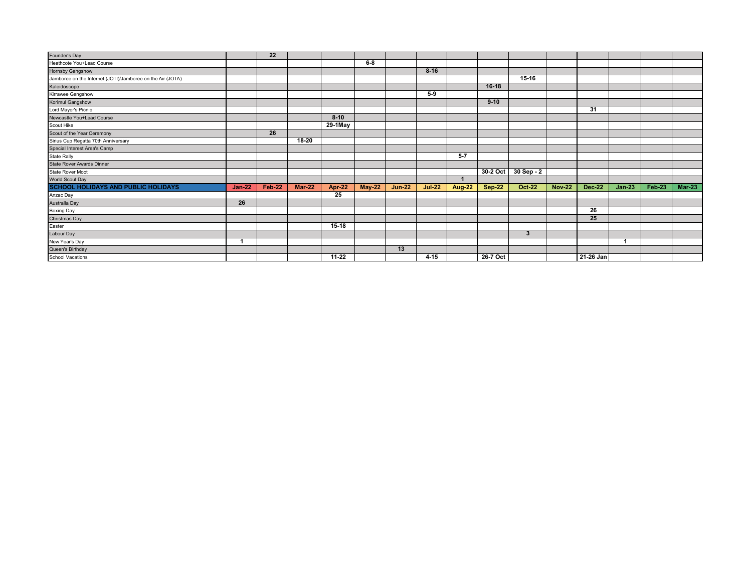| | | | | | | | | | | | | | | | |
|---|---|---|---|---|---|---|---|---|---|---|---|---|---|---|---|
| Founder's Day | | 22 | | | | | | | | | | | | | |
| Heathcote You+Lead Course | | | | | 6-8 | | | | | | | | | | |
| Hornsby Gangshow | | | | | | | 8-16 | | | | | | | | |
| Jamboree on the Internet (JOTI)/Jamboree on the Air (JOTA) | | | | | | | | | | 15-16 | | | | | |
| Kaleidoscope | | | | | | | | | 16-18 | | | | | | |
| Kirrawee Gangshow | | | | | | | 5-9 | | | | | | | | |
| Korimul Gangshow | | | | | | | | | 9-10 | | | | | | |
| Lord Mayor's Picnic | | | | | | | | | | | | 31 | | | |
| Newcastle You+Lead Course | | | | 8-10 | | | | | | | | | | | |
| Scout Hike | | | | 29-1May | | | | | | | | | | | |
| Scout of the Year Ceremony | | 26 | | | | | | | | | | | | | |
| Sirius Cup Regatta 70th Anniversary | | | 18-20 | | | | | | | | | | | | |
| Special Interest Area's Camp | | | | | | | | | | | | | | | |
| State Rally | | | | | | | | 5-7 | | | | | | | |
| State Rover Awards Dinner | | | | | | | | | | | | | | | |
| State Rover Moot | | | | | | | | | 30-2 Oct | 30 Sep - 2 | | | | | |
| World Scout Day | | | | | | | | 1 | | | | | | | |
| **SCHOOL HOLIDAYS AND PUBLIC HOLIDAYS** | **Jan-22** | **Feb-22** | **Mar-22** | **Apr-22** | **May-22** | **Jun-22** | **Jul-22** | **Aug-22** | **Sep-22** | **Oct-22** | **Nov-22** | **Dec-22** | **Jan-23** | **Feb-23** | **Mar-23** |
| Anzac Day | | | | 25 | | | | | | | | | | | |
| Australia Day | 26 | | | | | | | | | | | | | | |
| Boxing Day | | | | | | | | | | | | 26 | | | |
| Christmas Day | | | | | | | | | | | | 25 | | | |
| Easter | | | | 15-18 | | | | | | | | | | | |
| Labour Day | | | | | | | | | | 3 | | | | | |
| New Year's Day | 1 | | | | | | | | | | | | 1 | | |
| Queen's Birthday | | | | | | 13 | | | | | | | | | |
| School Vacations | | | | 11-22 | | | 4-15 | | 26-7 Oct | | | 21-26 Jan | | | |